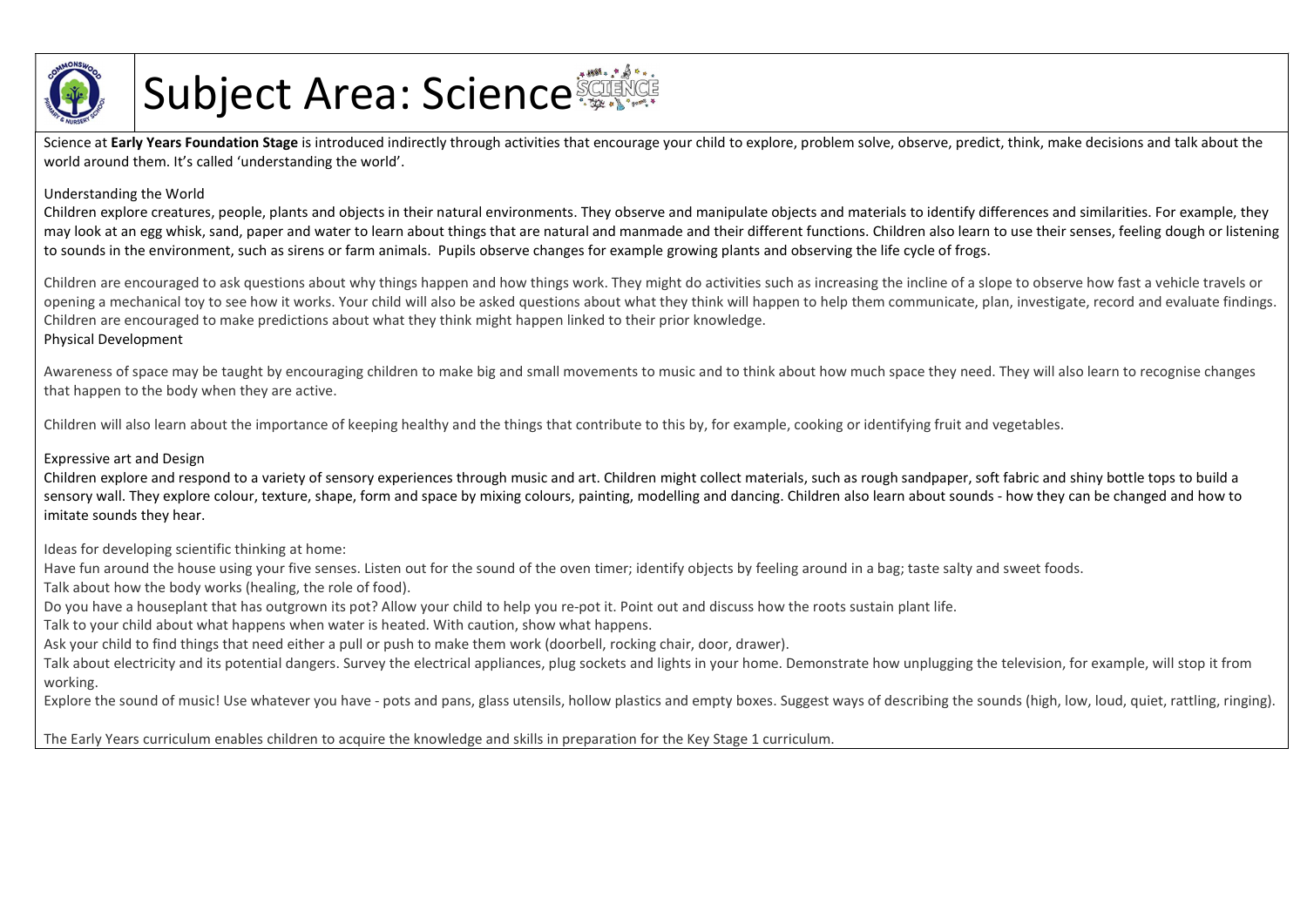# Subject Area: Science

Science at **Early Years Foundation Stage** is introduced indirectly through activities that encourage your child to explore, problem solve, observe, predict, think, make decisions and talk about the world around them. It's called 'understanding the world'.

## Understanding the World

Children explore creatures, people, plants and objects in their natural environments. They observe and manipulate objects and materials to identify differences and similarities. For example, they may look at an egg whisk, sand, paper and water to learn about things that are natural and manmade and their different functions. Children also learn to use their senses, feeling dough or listening to sounds in the environment, such as sirens or farm animals. Pupils observe changes for example growing plants and observing the life cycle of frogs.

Children are encouraged to ask questions about why things happen and how things work. They might do activities such as increasing the incline of a slope to observe how fast a vehicle travels or opening a mechanical toy to see how it works. Your child will also be asked questions about what they think will happen to help them communicate, plan, investigate, record and evaluate findings. Children are encouraged to make predictions about what they think might happen linked to their prior knowledge.

## Physical Development

Awareness of space may be taught by encouraging children to make big and small movements to music and to think about how much space they need. They will also learn to recognise changes that happen to the body when they are active.

Children will also learn about the importance of keeping healthy and the things that contribute to this by, for example, cooking or identifying fruit and vegetables.

## Expressive art and Design

Children explore and respond to a variety of sensory experiences through music and art. Children might collect materials, such as rough sandpaper, soft fabric and shiny bottle tops to build a sensory wall. They explore colour, texture, shape, form and space by mixing colours, painting, modelling and dancing. Children also learn about sounds - how they can be changed and how to imitate sounds they hear.

Ideas for developing scientific thinking at home:

Have fun around the house using your five senses. Listen out for the sound of the oven timer; identify objects by feeling around in a bag; taste salty and sweet foods.

Talk about how the body works (healing, the role of food).

Do you have a houseplant that has outgrown its pot? Allow your child to help you re-pot it. Point out and discuss how the roots sustain plant life.

Talk to your child about what happens when water is heated. With caution, show what happens.

Ask your child to find things that need either a pull or push to make them work (doorbell, rocking chair, door, drawer).

Talk about electricity and its potential dangers. Survey the electrical appliances, plug sockets and lights in your home. Demonstrate how unplugging the television, for example, will stop it from working.

Explore the sound of music! Use whatever you have - pots and pans, glass utensils, hollow plastics and empty boxes. Suggest ways of describing the sounds (high, low, loud, quiet, rattling, ringing).

The Early Years curriculum enables children to acquire the knowledge and skills in preparation for the Key Stage 1 curriculum.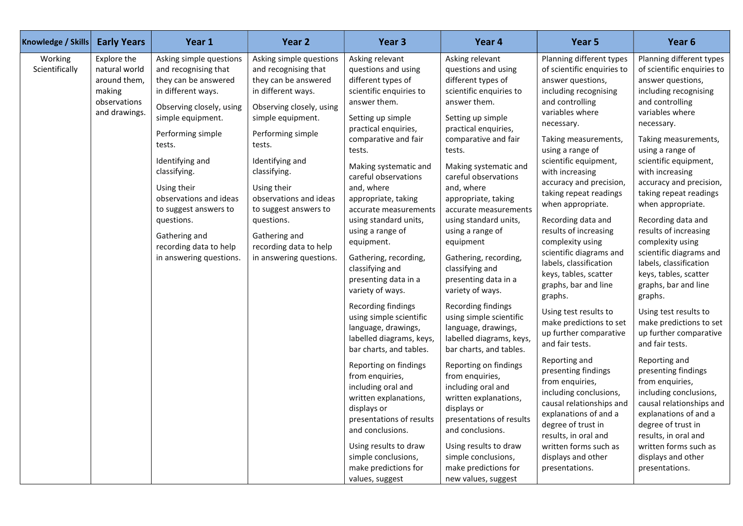| Knowledge / Skills | Early Years | Year 1 | Year 2 | Year 3 | Year 4 | Year 5 | Year 6 |
| --- | --- | --- | --- | --- | --- | --- | --- |
| Working Scientifically | Explore the natural world around them, making observations and drawings. | Asking simple questions and recognising that they can be answered in different ways.<br><br>Observing closely, using simple equipment.<br><br>Performing simple tests.<br><br>Identifying and classifying.<br><br>Using their observations and ideas to suggest answers to questions.<br><br>Gathering and recording data to help in answering questions. | Asking simple questions and recognising that they can be answered in different ways.<br><br>Observing closely, using simple equipment.<br><br>Performing simple tests.<br><br>Identifying and classifying.<br><br>Using their observations and ideas to suggest answers to questions.<br><br>Gathering and recording data to help in answering questions. | Asking relevant questions and using different types of scientific enquiries to answer them.<br><br>Setting up simple practical enquiries, comparative and fair tests.<br><br>Making systematic and careful observations and, where appropriate, taking accurate measurements using standard units, using a range of equipment.<br><br>Gathering, recording, classifying and presenting data in a variety of ways.<br><br>Recording findings using simple scientific language, drawings, labelled diagrams, keys, bar charts, and tables.<br><br>Reporting on findings from enquiries, including oral and written explanations, displays or presentations of results and conclusions.<br><br>Using results to draw simple conclusions, make predictions for values, suggest | Asking relevant questions and using different types of scientific enquiries to answer them.<br><br>Setting up simple practical enquiries, comparative and fair tests.<br><br>Making systematic and careful observations and, where appropriate, taking accurate measurements using standard units, using a range of equipment<br><br>Gathering, recording, classifying and presenting data in a variety of ways.<br><br>Recording findings using simple scientific language, drawings, labelled diagrams, keys, bar charts, and tables.<br><br>Reporting on findings from enquiries, including oral and written explanations, displays or presentations of results and conclusions.<br><br>Using results to draw simple conclusions, make predictions for new values, suggest | Planning different types of scientific enquiries to answer questions, including recognising and controlling variables where necessary.<br><br>Taking measurements, using a range of scientific equipment, with increasing accuracy and precision, taking repeat readings when appropriate.<br><br>Recording data and results of increasing complexity using scientific diagrams and labels, classification keys, tables, scatter graphs, bar and line graphs.<br><br>Using test results to make predictions to set up further comparative and fair tests.<br><br>Reporting and presenting findings from enquiries, including conclusions, causal relationships and explanations of and a degree of trust in results, in oral and written forms such as displays and other presentations. | Planning different types of scientific enquiries to answer questions, including recognising and controlling variables where necessary.<br><br>Taking measurements, using a range of scientific equipment, with increasing accuracy and precision, taking repeat readings when appropriate.<br><br>Recording data and results of increasing complexity using scientific diagrams and labels, classification keys, tables, scatter graphs, bar and line graphs.<br><br>Using test results to make predictions to set up further comparative and fair tests.<br><br>Reporting and presenting findings from enquiries, including conclusions, causal relationships and explanations of and a degree of trust in results, in oral and written forms such as displays and other presentations. |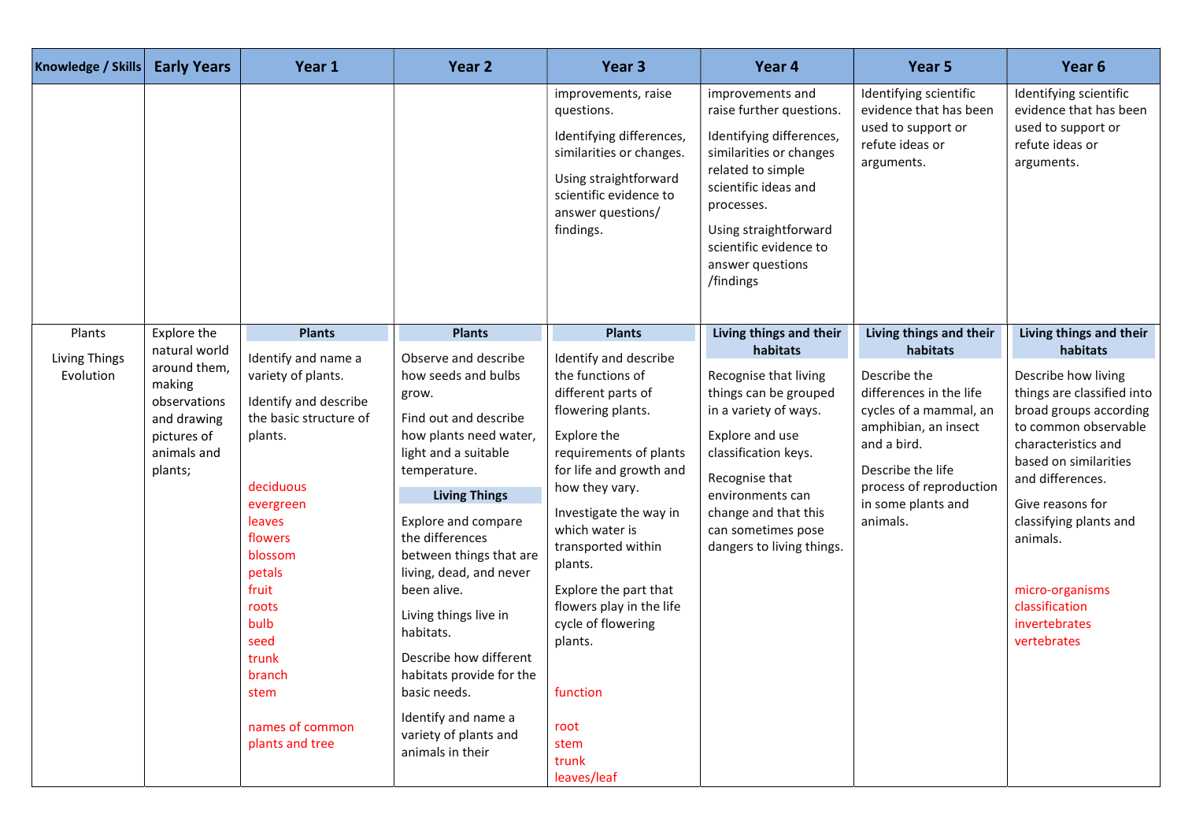| Knowledge / Skills | Early Years | Year 1 | Year 2 | Year 3 | Year 4 | Year 5 | Year 6 |
|---|---|---|---|---|---|---|---|
| | | | | improvements, raise questions.<br><br>Identifying differences, similarities or changes.<br><br>Using straightforward scientific evidence to answer questions/ findings. | improvements and raise further questions.<br><br>Identifying differences, similarities or changes related to simple scientific ideas and processes.<br><br>Using straightforward scientific evidence to answer questions /findings | Identifying scientific evidence that has been used to support or refute ideas or arguments. | Identifying scientific evidence that has been used to support or refute ideas or arguments. |
| Plants<br><br>Living Things<br>Evolution | Explore the natural world around them, making observations and drawing pictures of animals and plants; | **Plants**<br><br>Identify and name a variety of plants.<br><br>Identify and describe the basic structure of plants.<br><br>deciduous<br>evergreen<br>leaves<br>flowers<br>blossom<br>petals<br>fruit<br>roots<br>bulb<br>seed<br>trunk<br>branch<br>stem<br><br>names of common plants and tree | **Plants**<br><br>Observe and describe how seeds and bulbs grow.<br><br>Find out and describe how plants need water, light and a suitable temperature.<br><br>**Living Things**<br><br>Explore and compare the differences between things that are living, dead, and never been alive.<br><br>Living things live in habitats.<br><br>Describe how different habitats provide for the basic needs.<br><br>Identify and name a variety of plants and animals in their | **Plants**<br><br>Identify and describe the functions of different parts of flowering plants.<br><br>Explore the requirements of plants for life and growth and how they vary.<br><br>Investigate the way in which water is transported within plants.<br><br>Explore the part that flowers play in the life cycle of flowering plants.<br><br>function<br><br>root<br>stem<br>trunk<br>leaves/leaf | **Living things and their habitats**<br><br>Recognise that living things can be grouped in a variety of ways.<br><br>Explore and use classification keys.<br><br>Recognise that environments can change and that this can sometimes pose dangers to living things. | **Living things and their habitats**<br><br>Describe the differences in the life cycles of a mammal, an amphibian, an insect and a bird.<br><br>Describe the life process of reproduction in some plants and animals. | **Living things and their habitats**<br><br>Describe how living things are classified into broad groups according to common observable characteristics and based on similarities and differences.<br><br>Give reasons for classifying plants and animals.<br><br>micro-organisms<br>classification<br>invertebrates<br>vertebrates |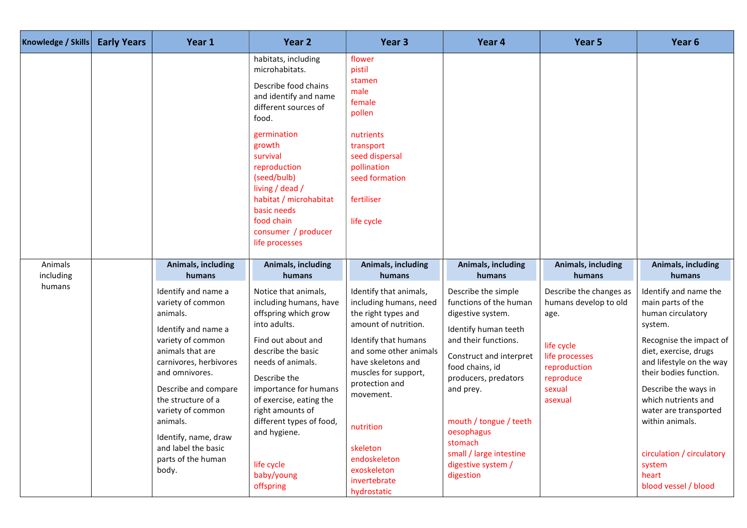| Knowledge / Skills | Early Years | Year 1 | Year 2 | Year 3 | Year 4 | Year 5 | Year 6 |
|---|---|---|---|---|---|---|---|
| | | | habitats, including microhabitats.<br><br>Describe food chains and identify and name different sources of food.<br><br>germination<br>growth<br>survival<br>reproduction (seed/bulb)<br>living / dead /<br>habitat / microhabitat<br>basic needs<br>food chain<br>consumer / producer<br>life processes | flower<br>pistil<br>stamen<br>male<br>female<br>pollen<br><br>nutrients<br>transport<br>seed dispersal<br>pollination<br>seed formation<br><br>fertiliser<br><br>life cycle | | | |
| Animals including humans | | **Animals, including humans**<br><br>Identify and name a variety of common animals.<br><br>Identify and name a variety of common animals that are carnivores, herbivores and omnivores.<br><br>Describe and compare the structure of a variety of common animals.<br><br>Identify, name, draw and label the basic parts of the human body. | **Animals, including humans**<br><br>Notice that animals, including humans, have offspring which grow into adults.<br><br>Find out about and describe the basic needs of animals.<br><br>Describe the importance for humans of exercise, eating the right amounts of different types of food, and hygiene.<br><br>life cycle<br>baby/young<br>offspring | **Animals, including humans**<br><br>Identify that animals, including humans, need the right types and amount of nutrition.<br><br>Identify that humans and some other animals have skeletons and muscles for support, protection and movement.<br><br>nutrition<br><br>skeleton<br>endoskeleton<br>exoskeleton<br>invertebrate<br>hydrostatic | **Animals, including humans**<br><br>Describe the simple functions of the human digestive system.<br><br>Identify human teeth and their functions.<br><br>Construct and interpret food chains, id producers, predators and prey.<br><br>mouth / tongue / teeth<br>oesophagus<br>stomach<br>small / large intestine<br>digestive system / digestion | **Animals, including humans**<br><br>Describe the changes as humans develop to old age.<br><br>life cycle<br>life processes<br>reproduction<br>reproduce<br>sexual<br>asexual | **Animals, including humans**<br><br>Identify and name the main parts of the human circulatory system.<br><br>Recognise the impact of diet, exercise, drugs and lifestyle on the way their bodies function.<br><br>Describe the ways in which nutrients and water are transported within animals.<br><br>circulation / circulatory system<br>heart<br>blood vessel / blood |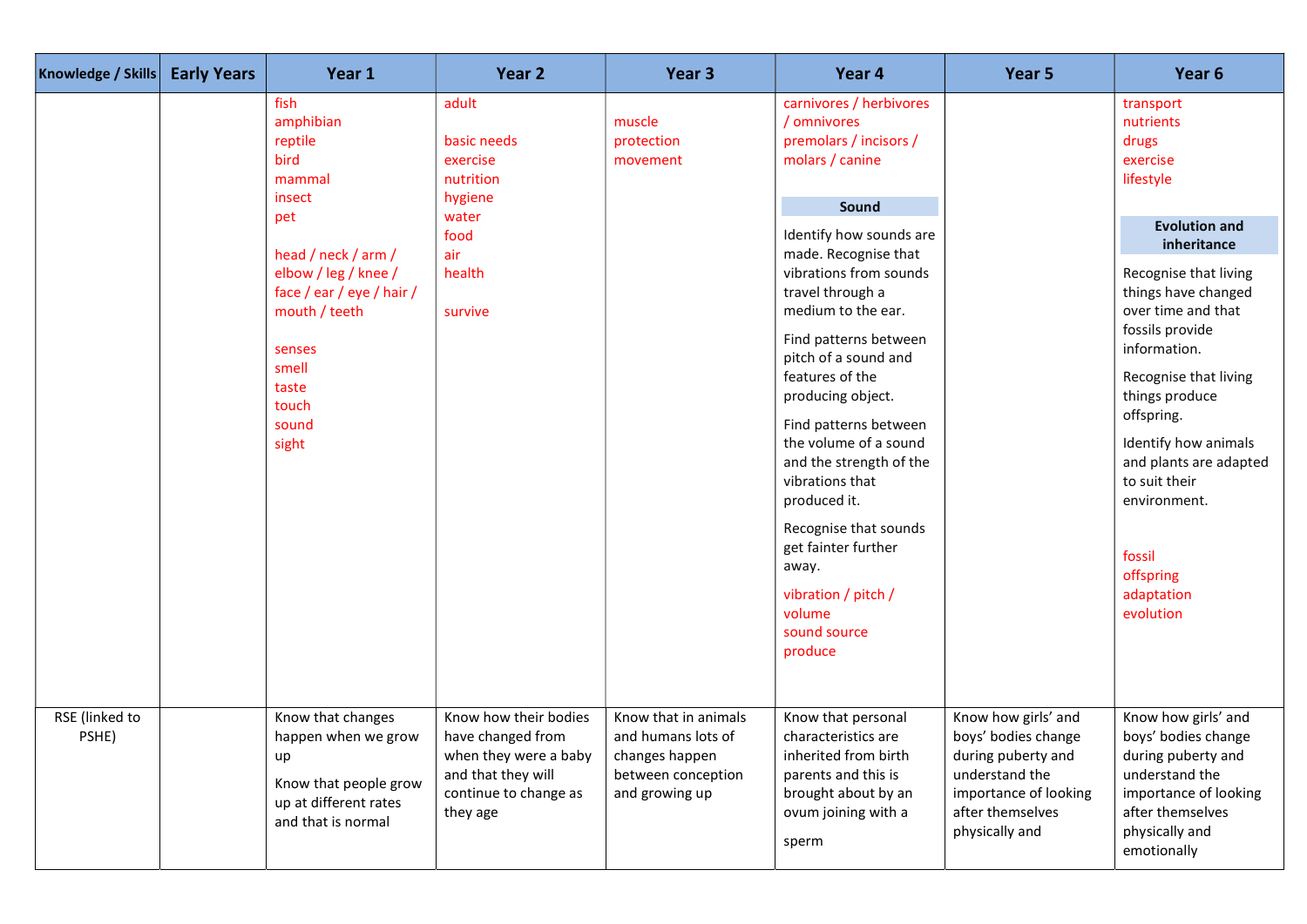| Knowledge / Skills | Early Years | Year 1 | Year 2 | Year 3 | Year 4 | Year 5 | Year 6 |
|---|---|---|---|---|---|---|---|
| | | fish<br>amphibian<br>reptile<br>bird<br>mammal<br>insect<br>pet<br><br>head / neck / arm / elbow / leg / knee / face / ear / eye / hair / mouth / teeth<br><br>senses<br>smell<br>taste<br>touch<br>sound<br>sight | adult<br><br>basic needs<br>exercise<br>nutrition<br>hygiene<br>water<br>food<br>air<br>health<br><br>survive | muscle<br>protection<br>movement | carnivores / herbivores / omnivores<br>premolars / incisors / molars / canine<br><br>**Sound**<br><br>Identify how sounds are made. Recognise that vibrations from sounds travel through a medium to the ear.<br><br>Find patterns between pitch of a sound and features of the producing object.<br><br>Find patterns between the volume of a sound and the strength of the vibrations that produced it.<br><br>Recognise that sounds get fainter further away.<br><br>vibration / pitch / volume<br>sound source<br>produce | | transport<br>nutrients<br>drugs<br>exercise<br>lifestyle<br><br>**Evolution and inheritance**<br><br>Recognise that living things have changed over time and that fossils provide information.<br><br>Recognise that living things produce offspring.<br><br>Identify how animals and plants are adapted to suit their environment.<br><br>fossil<br>offspring<br>adaptation<br>evolution |
| RSE (linked to PSHE) | | Know that changes happen when we grow up<br><br>Know that people grow up at different rates and that is normal | Know how their bodies have changed from when they were a baby and that they will continue to change as they age | Know that in animals and humans lots of changes happen between conception and growing up | Know that personal characteristics are inherited from birth parents and this is brought about by an ovum joining with a sperm | Know how girls' and boys' bodies change during puberty and understand the importance of looking after themselves physically and | Know how girls' and boys' bodies change during puberty and understand the importance of looking after themselves physically and emotionally |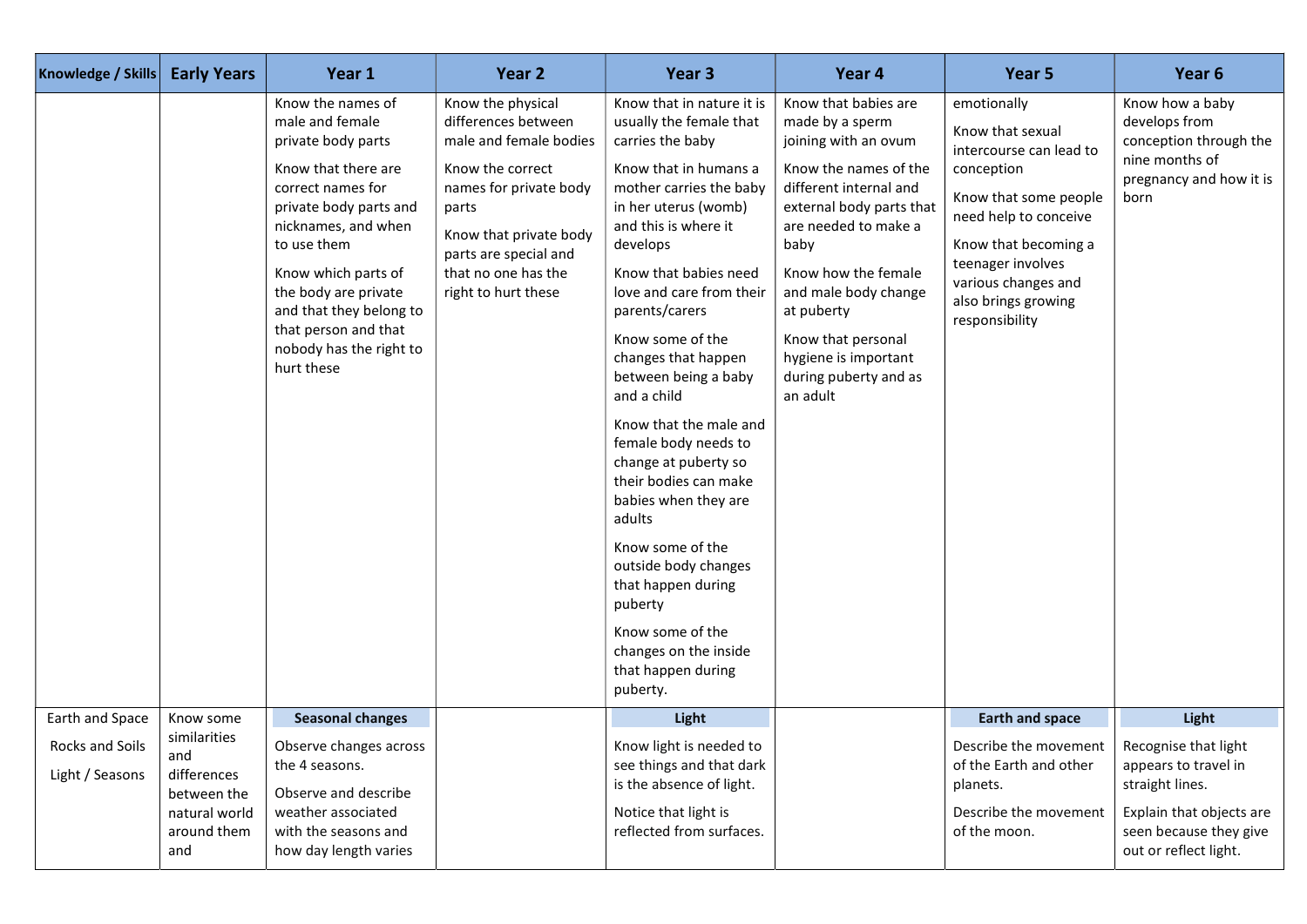| Knowledge / Skills | Early Years | Year 1 | Year 2 | Year 3 | Year 4 | Year 5 | Year 6 |
|---|---|---|---|---|---|---|---|
| | | Know the names of male and female private body parts<br><br>Know that there are correct names for private body parts and nicknames, and when to use them<br><br>Know which parts of the body are private and that they belong to that person and that nobody has the right to hurt these | Know the physical differences between male and female bodies<br><br>Know the correct names for private body parts<br><br>Know that private body parts are special and that no one has the right to hurt these | Know that in nature it is usually the female that carries the baby<br><br>Know that in humans a mother carries the baby in her uterus (womb) and this is where it develops<br><br>Know that babies need love and care from their parents/carers<br><br>Know some of the changes that happen between being a baby and a child<br><br>Know that the male and female body needs to change at puberty so their bodies can make babies when they are adults<br><br>Know some of the outside body changes that happen during puberty<br><br>Know some of the changes on the inside that happen during puberty. | Know that babies are made by a sperm joining with an ovum<br><br>Know the names of the different internal and external body parts that are needed to make a baby<br><br>Know how the female and male body change at puberty<br><br>Know that personal hygiene is important during puberty and as an adult | emotionally<br><br>Know that sexual intercourse can lead to conception<br><br>Know that some people need help to conceive<br><br>Know that becoming a teenager involves various changes and also brings growing responsibility | Know how a baby develops from conception through the nine months of pregnancy and how it is born |
| Earth and Space<br><br>Rocks and Soils<br><br>Light / Seasons | Know some similarities and differences between the natural world around them and | **Seasonal changes**<br><br>Observe changes across the 4 seasons.<br><br>Observe and describe weather associated with the seasons and how day length varies | | **Light**<br><br>Know light is needed to see things and that dark is the absence of light.<br><br>Notice that light is reflected from surfaces. | | **Earth and space**<br><br>Describe the movement of the Earth and other planets.<br><br>Describe the movement of the moon. | **Light**<br><br>Recognise that light appears to travel in straight lines.<br><br>Explain that objects are seen because they give out or reflect light. |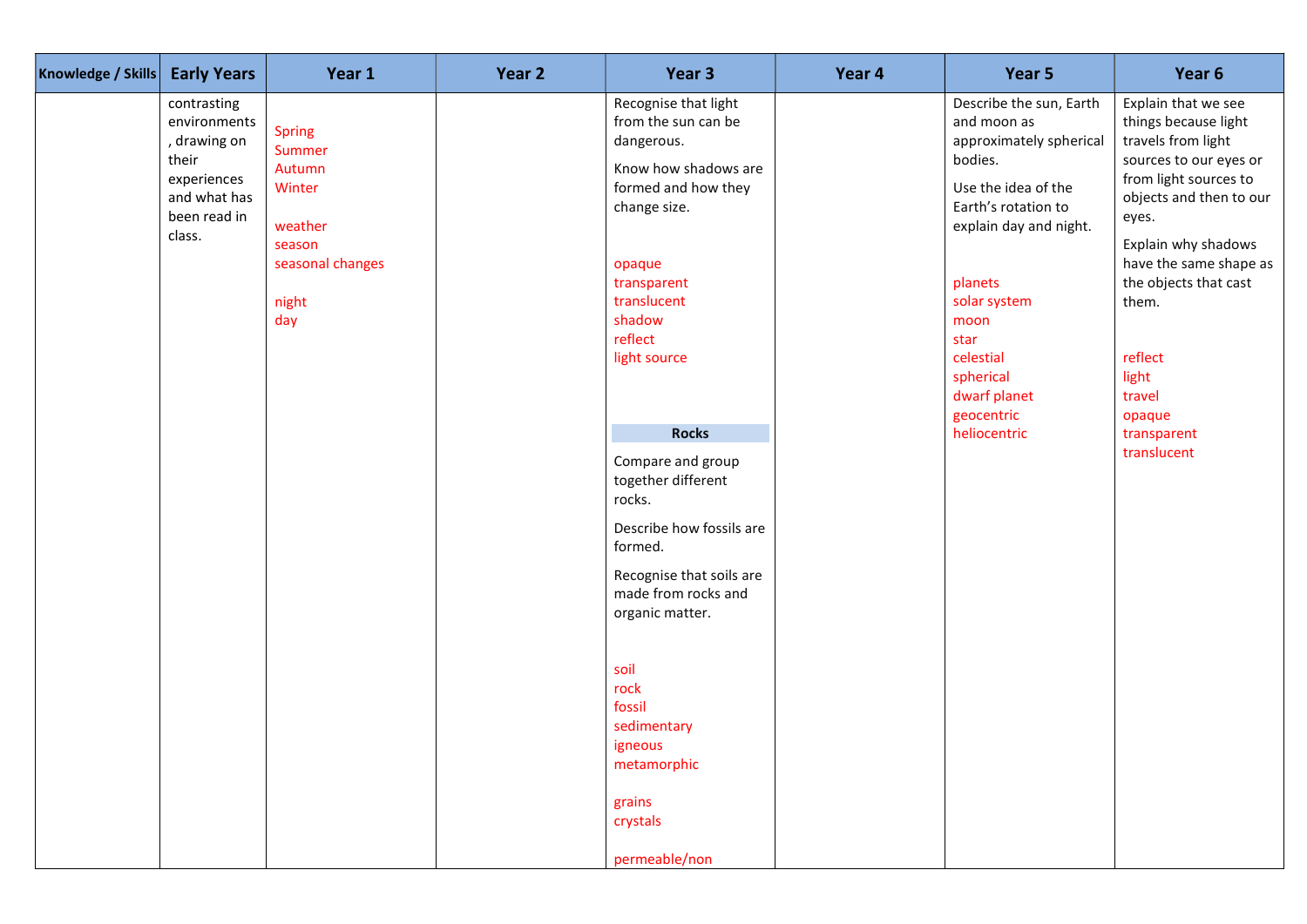| Knowledge / Skills | Early Years | Year 1 | Year 2 | Year 3 | Year 4 | Year 5 | Year 6 |
|---|---|---|---|---|---|---|---|
| | contrasting environments, drawing on their experiences and what has been read in class. | Spring<br>Summer<br>Autumn<br>Winter<br><br>weather<br>season<br>seasonal changes<br><br>night<br>day | | Recognise that light from the sun can be dangerous.<br><br>Know how shadows are formed and how they change size.<br><br>opaque<br>transparent<br>translucent<br>shadow<br>reflect<br>light source<br><br>**Rocks**<br><br>Compare and group together different rocks.<br><br>Describe how fossils are formed.<br><br>Recognise that soils are made from rocks and organic matter.<br><br>soil<br>rock<br>fossil<br>sedimentary<br>igneous<br>metamorphic<br><br>grains<br>crystals<br><br>permeable/non | | Describe the sun, Earth and moon as approximately spherical bodies.<br><br>Use the idea of the Earth's rotation to explain day and night.<br><br>planets<br>solar system<br>moon<br>star<br>celestial<br>spherical<br>dwarf planet<br>geocentric<br>heliocentric | Explain that we see things because light travels from light sources to our eyes or from light sources to objects and then to our eyes.<br><br>Explain why shadows have the same shape as the objects that cast them.<br><br>reflect<br>light<br>travel<br>opaque<br>transparent<br>translucent |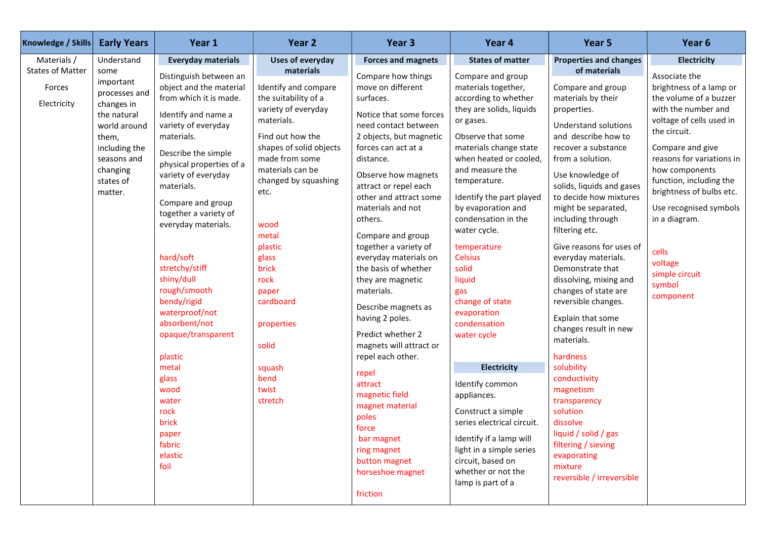| Knowledge / Skills | Early Years | Year 1 | Year 2 | Year 3 | Year 4 | Year 5 | Year 6 |
|---|---|---|---|---|---|---|---|
| Materials / States of Matter<br><br>Forces<br><br>Electricity | Understand some important processes and changes in the natural world around them, including the seasons and changing states of matter. | **Everyday materials**<br><br>Distinguish between an object and the material from which it is made.<br><br>Identify and name a variety of everyday materials.<br><br>Describe the simple physical properties of a variety of everyday materials.<br><br>Compare and group together a variety of everyday materials.<br><br>hard/soft<br>stretchy/stiff<br>shiny/dull<br>rough/smooth<br>bendy/rigid<br>waterproof/not<br>absorbent/not<br>opaque/transparent<br><br>plastic<br>metal<br>glass<br>wood<br>water<br>rock<br>brick<br>paper<br>fabric<br>elastic<br>foil | **Uses of everyday materials**<br><br>Identify and compare the suitability of a variety of everyday materials.<br><br>Find out how the shapes of solid objects made from some materials can be changed by squashing etc.<br><br>wood<br>metal<br>plastic<br>glass<br>brick<br>rock<br>paper<br>cardboard<br><br>properties<br><br>solid<br><br>squash<br>bend<br>twist<br>stretch | **Forces and magnets**<br><br>Compare how things move on different surfaces.<br><br>Notice that some forces need contact between 2 objects, but magnetic forces can act at a distance.<br><br>Observe how magnets attract or repel each other and attract some materials and not others.<br><br>Compare and group together a variety of everyday materials on the basis of whether they are magnetic materials.<br><br>Describe magnets as having 2 poles.<br><br>Predict whether 2 magnets will attract or repel each other.<br><br>repel<br>attract<br>magnetic field<br>magnet material<br>poles<br>force<br>bar magnet<br>ring magnet<br>button magnet<br>horseshoe magnet<br><br>friction | **States of matter**<br><br>Compare and group materials together, according to whether they are solids, liquids or gases.<br><br>Observe that some materials change state when heated or cooled, and measure the temperature.<br><br>Identify the part played by evaporation and condensation in the water cycle.<br><br>temperature<br>Celsius<br>solid<br>liquid<br>gas<br>change of state<br>evaporation<br>condensation<br>water cycle<br><br>**Electricity**<br><br>Identify common appliances.<br><br>Construct a simple series electrical circuit.<br><br>Identify if a lamp will light in a simple series circuit, based on whether or not the lamp is part of a | **Properties and changes of materials**<br><br>Compare and group materials by their properties.<br><br>Understand solutions and describe how to recover a substance from a solution.<br><br>Use knowledge of solids, liquids and gases to decide how mixtures might be separated, including through filtering etc.<br><br>Give reasons for uses of everyday materials. Demonstrate that dissolving, mixing and changes of state are reversible changes.<br><br>Explain that some changes result in new materials.<br><br>hardness<br>solubility<br>conductivity<br>magnetism<br>transparency<br>solution<br>dissolve<br>liquid / solid / gas<br>filtering / sieving<br>evaporating<br>mixture<br>reversible / irreversible | **Electricity**<br><br>Associate the brightness of a lamp or the volume of a buzzer with the number and voltage of cells used in the circuit.<br><br>Compare and give reasons for variations in how components function, including the brightness of bulbs etc.<br><br>Use recognised symbols in a diagram.<br><br>cells<br>voltage<br>simple circuit<br>symbol<br>component |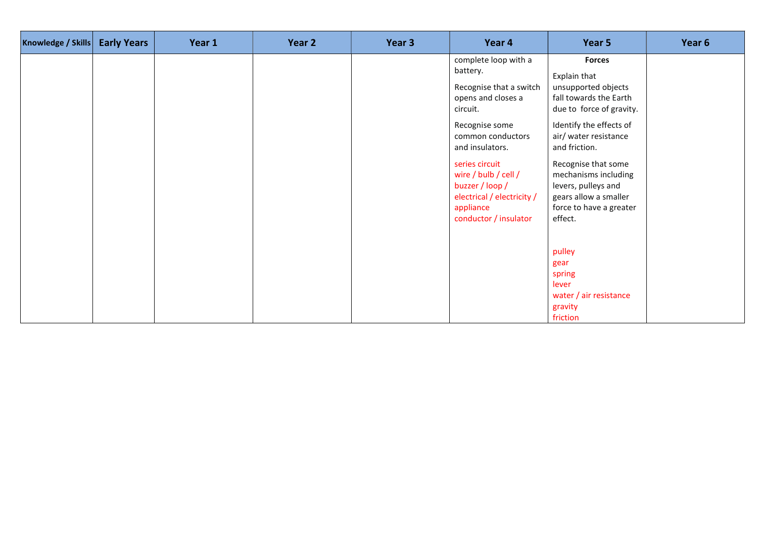| Knowledge / Skills | Early Years | Year 1 | Year 2 | Year 3 | Year 4 | Year 5 | Year 6 |
|---|---|---|---|---|---|---|---|
| | | | | | complete loop with a battery.<br><br>Recognise that a switch opens and closes a circuit.<br><br>Recognise some common conductors and insulators.<br><br>series circuit<br>wire / bulb / cell / buzzer / loop / electrical / electricity / appliance<br>conductor / insulator | **Forces**<br><br>Explain that unsupported objects fall towards the Earth due to force of gravity.<br><br>Identify the effects of air/ water resistance and friction.<br><br>Recognise that some mechanisms including levers, pulleys and gears allow a smaller force to have a greater effect.<br><br>pulley<br>gear<br>spring<br>lever<br>water / air resistance<br>gravity<br>friction | |